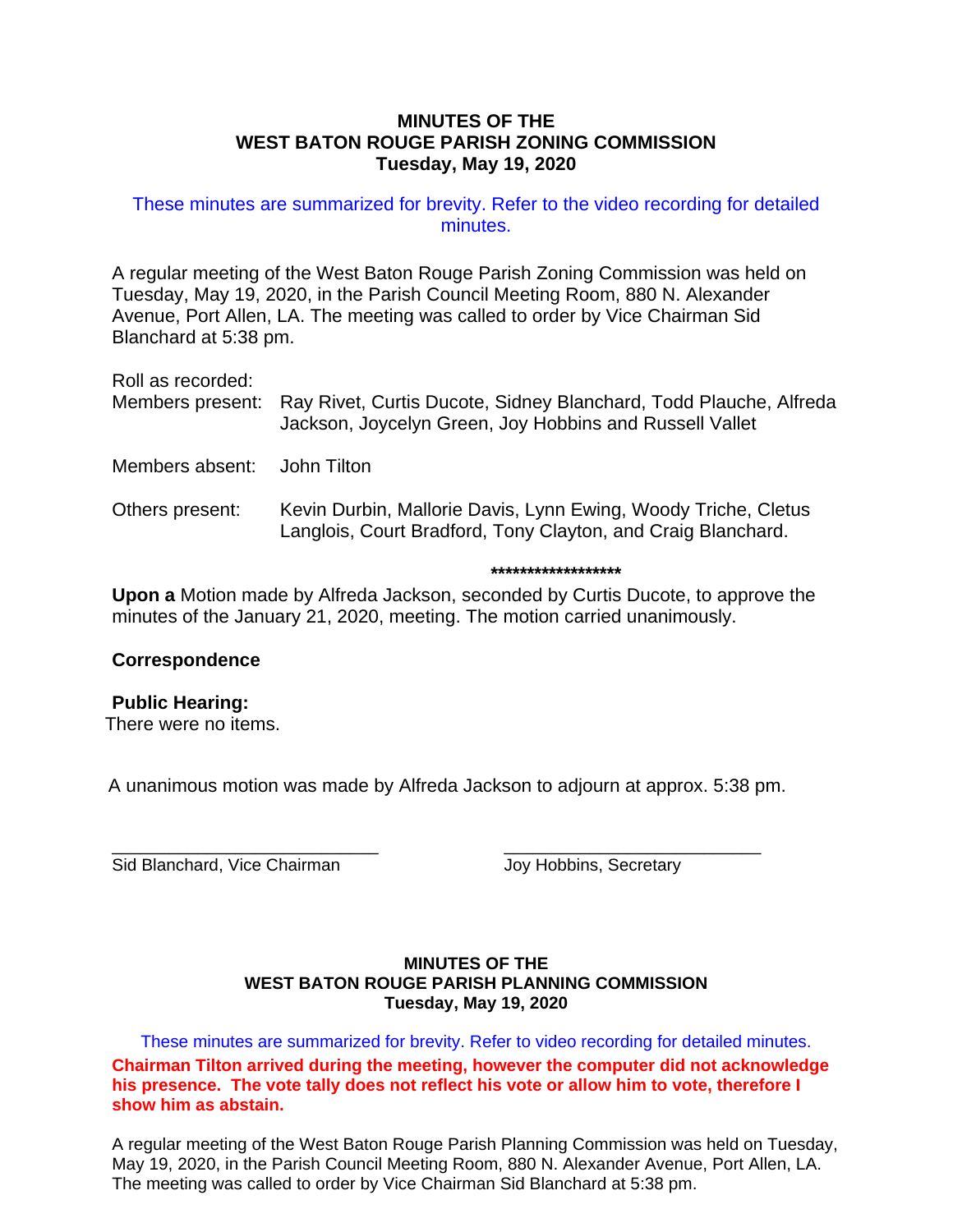# MINUTES OF THE
# WEST BATON ROUGE PARISH ZONING COMMISSION
## Tuesday, May 19, 2020

These minutes are summarized for brevity. Refer to the video recording for detailed minutes.

A regular meeting of the West Baton Rouge Parish Zoning Commission was held on Tuesday, May 19, 2020, in the Parish Council Meeting Room, 880 N. Alexander Avenue, Port Allen, LA. The meeting was called to order by Vice Chairman Sid Blanchard at 5:38 pm.

Roll as recorded:

Members present: Ray Rivet, Curtis Ducote, Sidney Blanchard, Todd Plauche, Alfreda Jackson, Joycelyn Green, Joy Hobbins and Russell Vallet

Members absent: John Tilton

Others present: Kevin Durbin, Mallorie Davis, Lynn Ewing, Woody Triche, Cletus Langlois, Court Bradford, Tony Clayton, and Craig Blanchard.

******************

**Upon a** Motion made by Alfreda Jackson, seconded by Curtis Ducote, to approve the minutes of the January 21, 2020, meeting. The motion carried unanimously.

**Correspondence**

**Public Hearing:**
There were no items.

A unanimous motion was made by Alfreda Jackson to adjourn at approx. 5:38 pm.

___________________________ Sid Blanchard, Vice Chairman

___________________________ Joy Hobbins, Secretary

# MINUTES OF THE
# WEST BATON ROUGE PARISH PLANNING COMMISSION
## Tuesday, May 19, 2020

These minutes are summarized for brevity. Refer to video recording for detailed minutes.

**Chairman Tilton arrived during the meeting, however the computer did not acknowledge his presence. The vote tally does not reflect his vote or allow him to vote, therefore I show him as abstain.**

A regular meeting of the West Baton Rouge Parish Planning Commission was held on Tuesday, May 19, 2020, in the Parish Council Meeting Room, 880 N. Alexander Avenue, Port Allen, LA. The meeting was called to order by Vice Chairman Sid Blanchard at 5:38 pm.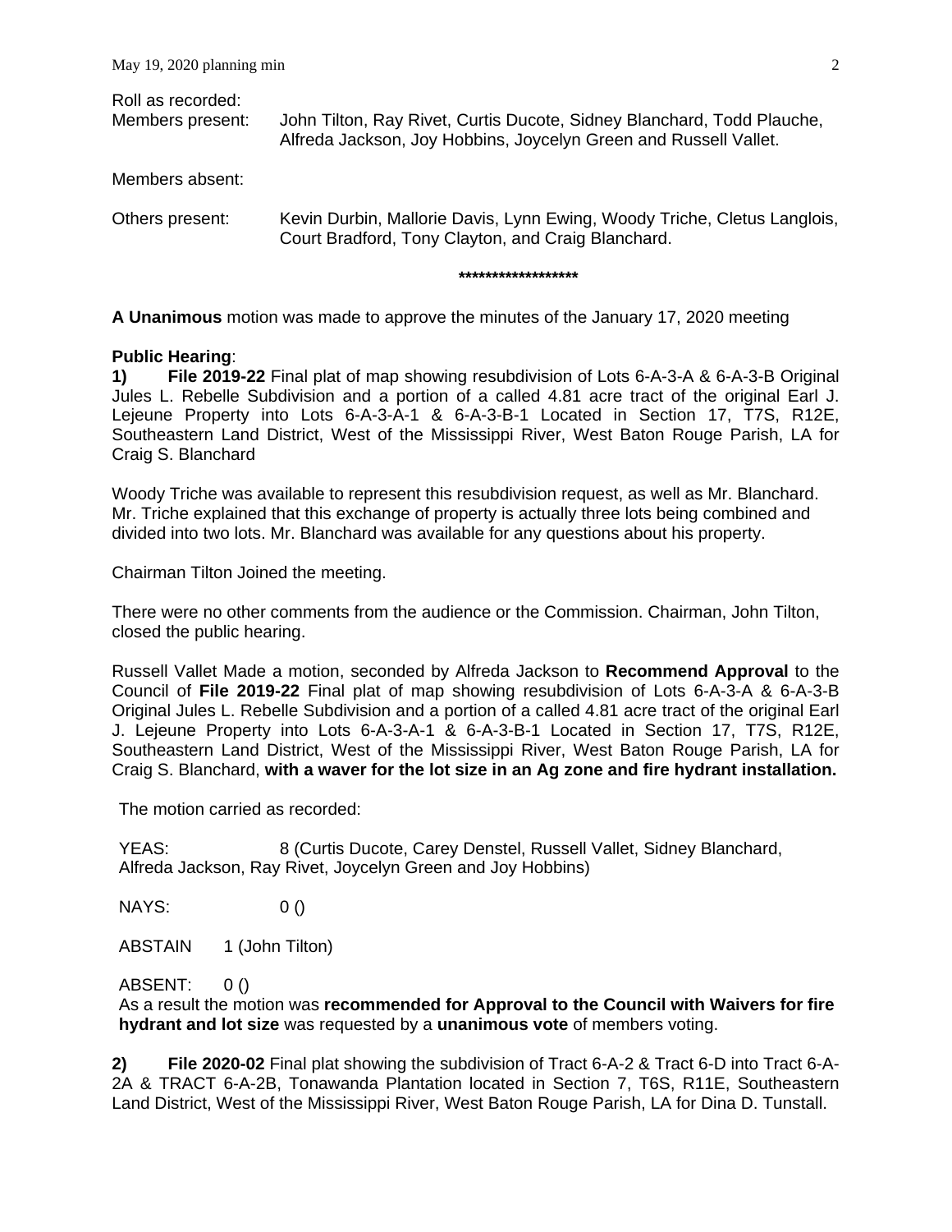Roll as recorded:

Members present: John Tilton, Ray Rivet, Curtis Ducote, Sidney Blanchard, Todd Plauche, Alfreda Jackson, Joy Hobbins, Joycelyn Green and Russell Vallet.

Members absent:

Others present: Kevin Durbin, Mallorie Davis, Lynn Ewing, Woody Triche, Cletus Langlois, Court Bradford, Tony Clayton, and Craig Blanchard.

******************

**A Unanimous** motion was made to approve the minutes of the January 17, 2020 meeting

**Public Hearing**:

**1) File 2019-22** Final plat of map showing resubdivision of Lots 6-A-3-A & 6-A-3-B Original Jules L. Rebelle Subdivision and a portion of a called 4.81 acre tract of the original Earl J. Lejeune Property into Lots 6-A-3-A-1 & 6-A-3-B-1 Located in Section 17, T7S, R12E, Southeastern Land District, West of the Mississippi River, West Baton Rouge Parish, LA for Craig S. Blanchard

Woody Triche was available to represent this resubdivision request, as well as Mr. Blanchard. Mr. Triche explained that this exchange of property is actually three lots being combined and divided into two lots. Mr. Blanchard was available for any questions about his property.

Chairman Tilton Joined the meeting.

There were no other comments from the audience or the Commission. Chairman, John Tilton, closed the public hearing.

Russell Vallet Made a motion, seconded by Alfreda Jackson to **Recommend Approval** to the Council of **File 2019-22** Final plat of map showing resubdivision of Lots 6-A-3-A & 6-A-3-B Original Jules L. Rebelle Subdivision and a portion of a called 4.81 acre tract of the original Earl J. Lejeune Property into Lots 6-A-3-A-1 & 6-A-3-B-1 Located in Section 17, T7S, R12E, Southeastern Land District, West of the Mississippi River, West Baton Rouge Parish, LA for Craig S. Blanchard, **with a waver for the lot size in an Ag zone and fire hydrant installation.**

The motion carried as recorded:

YEAS: 8 (Curtis Ducote, Carey Denstel, Russell Vallet, Sidney Blanchard, Alfreda Jackson, Ray Rivet, Joycelyn Green and Joy Hobbins)

NAYS: 0 ()

ABSTAIN 1 (John Tilton)

ABSENT: 0 ()

As a result the motion was **recommended for Approval to the Council with Waivers for fire hydrant and lot size** was requested by a **unanimous vote** of members voting.

**2) File 2020-02** Final plat showing the subdivision of Tract 6-A-2 & Tract 6-D into Tract 6-A-2A & TRACT 6-A-2B, Tonawanda Plantation located in Section 7, T6S, R11E, Southeastern Land District, West of the Mississippi River, West Baton Rouge Parish, LA for Dina D. Tunstall.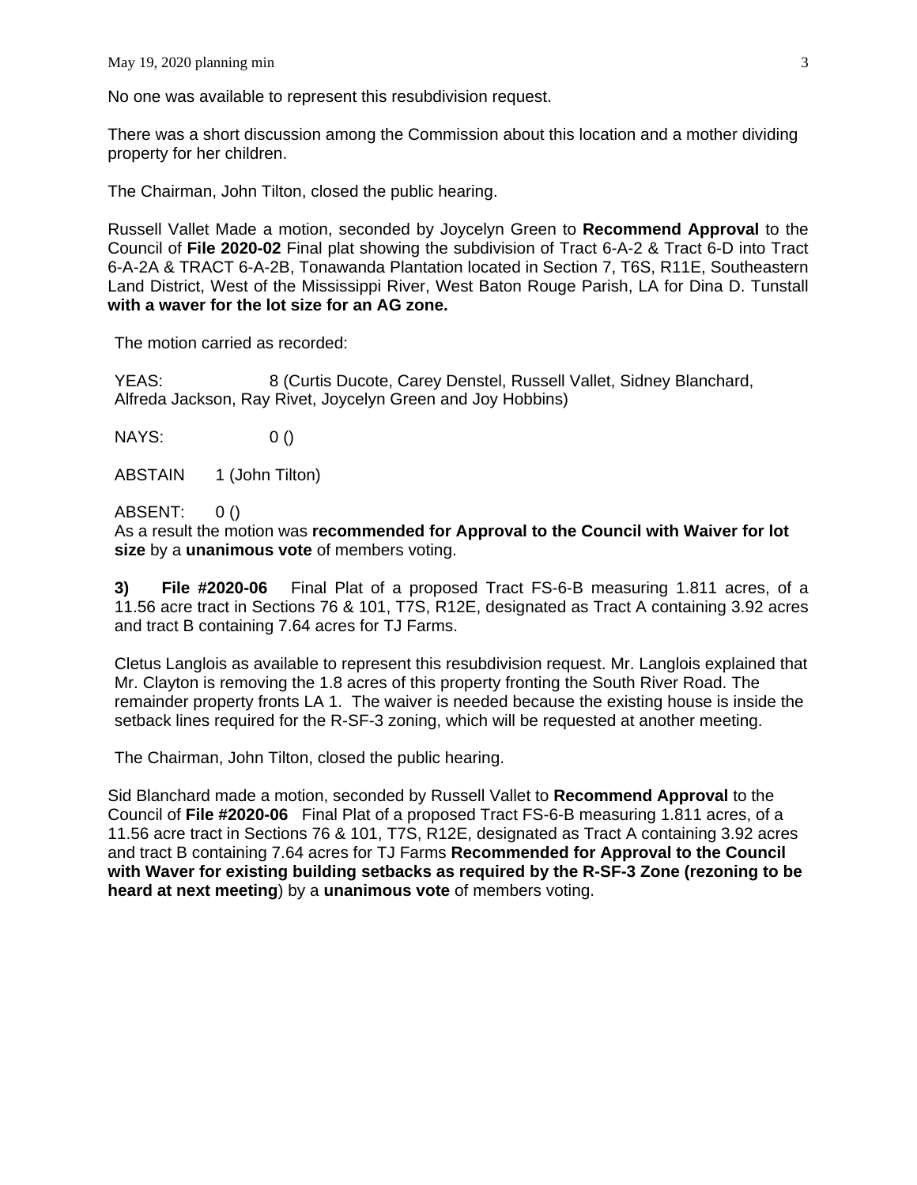No one was available to represent this resubdivision request.

There was a short discussion among the Commission about this location and a mother dividing property for her children.

The Chairman, John Tilton, closed the public hearing.

Russell Vallet Made a motion, seconded by Joycelyn Green to **Recommend Approval** to the Council of **File 2020-02** Final plat showing the subdivision of Tract 6-A-2 & Tract 6-D into Tract 6-A-2A & TRACT 6-A-2B, Tonawanda Plantation located in Section 7, T6S, R11E, Southeastern Land District, West of the Mississippi River, West Baton Rouge Parish, LA for Dina D. Tunstall **with a waver for the lot size for an AG zone.**

The motion carried as recorded:

YEAS: 8 (Curtis Ducote, Carey Denstel, Russell Vallet, Sidney Blanchard, Alfreda Jackson, Ray Rivet, Joycelyn Green and Joy Hobbins)

NAYS: 0 ()

ABSTAIN 1 (John Tilton)

ABSENT: 0 ()

As a result the motion was **recommended for Approval to the Council with Waiver for lot size** by a **unanimous vote** of members voting.

**3) File #2020-06** Final Plat of a proposed Tract FS-6-B measuring 1.811 acres, of a 11.56 acre tract in Sections 76 & 101, T7S, R12E, designated as Tract A containing 3.92 acres and tract B containing 7.64 acres for TJ Farms.

Cletus Langlois as available to represent this resubdivision request. Mr. Langlois explained that Mr. Clayton is removing the 1.8 acres of this property fronting the South River Road. The remainder property fronts LA 1. The waiver is needed because the existing house is inside the setback lines required for the R-SF-3 zoning, which will be requested at another meeting.

The Chairman, John Tilton, closed the public hearing.

Sid Blanchard made a motion, seconded by Russell Vallet to **Recommend Approval** to the Council of **File #2020-06** Final Plat of a proposed Tract FS-6-B measuring 1.811 acres, of a 11.56 acre tract in Sections 76 & 101, T7S, R12E, designated as Tract A containing 3.92 acres and tract B containing 7.64 acres for TJ Farms **Recommended for Approval to the Council with Waver for existing building setbacks as required by the R-SF-3 Zone (rezoning to be heard at next meeting**) by a **unanimous vote** of members voting.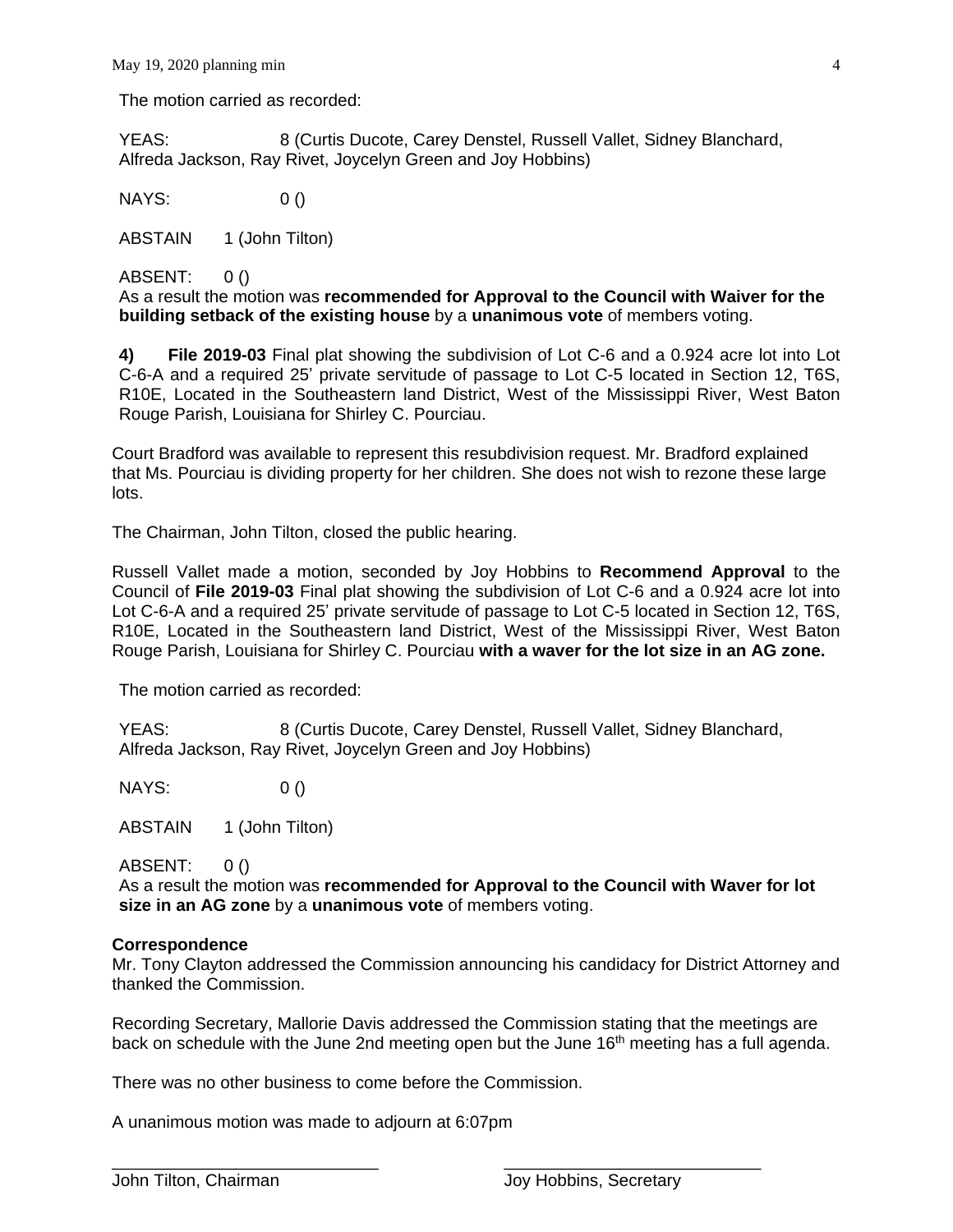The motion carried as recorded:

YEAS: 8 (Curtis Ducote, Carey Denstel, Russell Vallet, Sidney Blanchard, Alfreda Jackson, Ray Rivet, Joycelyn Green and Joy Hobbins)

NAYS: 0 ()

ABSTAIN 1 (John Tilton)

ABSENT: 0 ()

As a result the motion was **recommended for Approval to the Council with Waiver for the building setback of the existing house** by a **unanimous vote** of members voting.

**4) File 2019-03** Final plat showing the subdivision of Lot C-6 and a 0.924 acre lot into Lot C-6-A and a required 25' private servitude of passage to Lot C-5 located in Section 12, T6S, R10E, Located in the Southeastern land District, West of the Mississippi River, West Baton Rouge Parish, Louisiana for Shirley C. Pourciau.

Court Bradford was available to represent this resubdivision request. Mr. Bradford explained that Ms. Pourciau is dividing property for her children. She does not wish to rezone these large lots.

The Chairman, John Tilton, closed the public hearing.

Russell Vallet made a motion, seconded by Joy Hobbins to **Recommend Approval** to the Council of **File 2019-03** Final plat showing the subdivision of Lot C-6 and a 0.924 acre lot into Lot C-6-A and a required 25' private servitude of passage to Lot C-5 located in Section 12, T6S, R10E, Located in the Southeastern land District, West of the Mississippi River, West Baton Rouge Parish, Louisiana for Shirley C. Pourciau **with a waver for the lot size in an AG zone.**

The motion carried as recorded:

YEAS: 8 (Curtis Ducote, Carey Denstel, Russell Vallet, Sidney Blanchard, Alfreda Jackson, Ray Rivet, Joycelyn Green and Joy Hobbins)

NAYS: 0 ()

ABSTAIN 1 (John Tilton)

ABSENT: 0 ()

As a result the motion was **recommended for Approval to the Council with Waver for lot size in an AG zone** by a **unanimous vote** of members voting.

**Correspondence**

Mr. Tony Clayton addressed the Commission announcing his candidacy for District Attorney and thanked the Commission.

Recording Secretary, Mallorie Davis addressed the Commission stating that the meetings are back on schedule with the June 2nd meeting open but the June 16th meeting has a full agenda.

There was no other business to come before the Commission.

A unanimous motion was made to adjourn at 6:07pm

\_\_\_\_\_\_\_\_\_\_\_\_\_\_\_\_\_\_\_\_\_\_\_\_\_\_\_\_\_\_ John Tilton, Chairman

\_\_\_\_\_\_\_\_\_\_\_\_\_\_\_\_\_\_\_\_\_\_\_\_\_\_\_\_\_\_ Joy Hobbins, Secretary